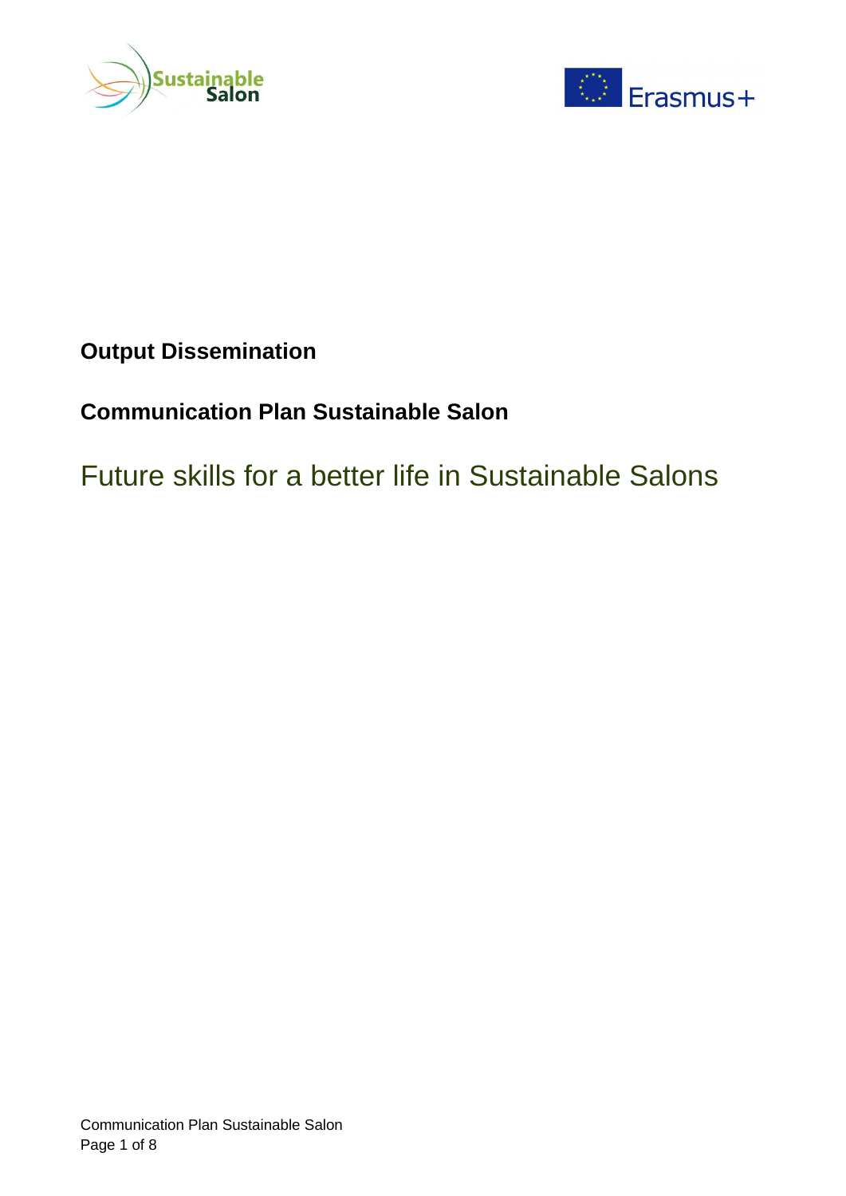**Output Dissemination**

**Communication Plan Sustainable Salon**

# Future skills for a better life in Sustainable Salons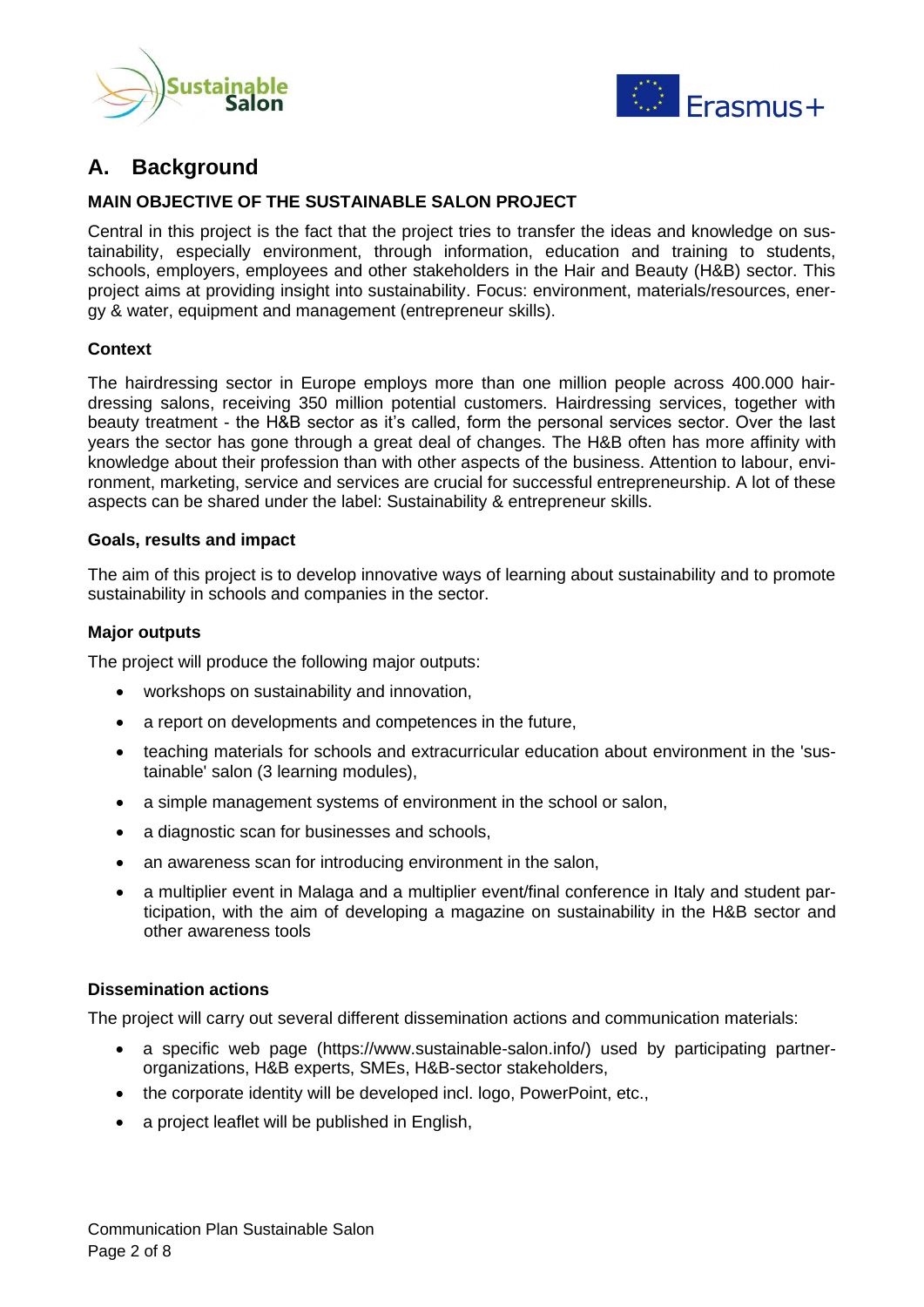## A. Background

### MAIN OBJECTIVE OF THE SUSTAINABLE SALON PROJECT

Central in this project is the fact that the project tries to transfer the ideas and knowledge on sustainability, especially environment, through information, education and training to students, schools, employers, employees and other stakeholders in the Hair and Beauty (H&B) sector. This project aims at providing insight into sustainability. Focus: environment, materials/resources, energy & water, equipment and management (entrepreneur skills).

### Context

The hairdressing sector in Europe employs more than one million people across 400.000 hairdressing salons, receiving 350 million potential customers. Hairdressing services, together with beauty treatment - the H&B sector as it's called, form the personal services sector. Over the last years the sector has gone through a great deal of changes. The H&B often has more affinity with knowledge about their profession than with other aspects of the business. Attention to labour, environment, marketing, service and services are crucial for successful entrepreneurship. A lot of these aspects can be shared under the label: Sustainability & entrepreneur skills.

### Goals, results and impact

The aim of this project is to develop innovative ways of learning about sustainability and to promote sustainability in schools and companies in the sector.

### Major outputs

The project will produce the following major outputs:

- workshops on sustainability and innovation,
- a report on developments and competences in the future,
- teaching materials for schools and extracurricular education about environment in the 'sustainable' salon (3 learning modules),
- a simple management systems of environment in the school or salon,
- a diagnostic scan for businesses and schools,
- an awareness scan for introducing environment in the salon,
- a multiplier event in Malaga and a multiplier event/final conference in Italy and student participation, with the aim of developing a magazine on sustainability in the H&B sector and other awareness tools

### Dissemination actions

The project will carry out several different dissemination actions and communication materials:

- a specific web page (https://www.sustainable-salon.info/) used by participating partner-organizations, H&B experts, SMEs, H&B-sector stakeholders,
- the corporate identity will be developed incl. logo, PowerPoint, etc.,
- a project leaflet will be published in English,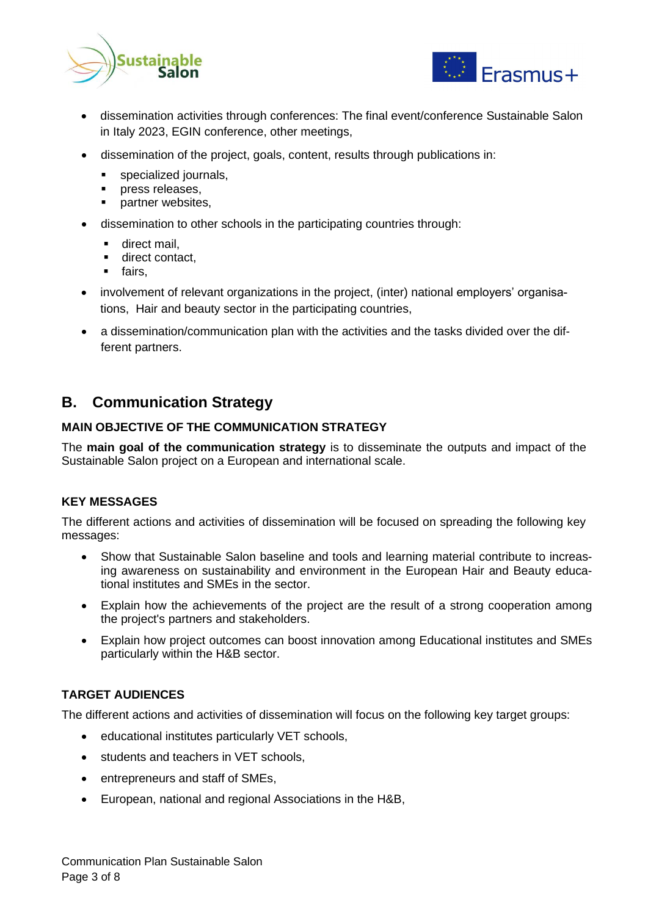- dissemination activities through conferences: The final event/conference Sustainable Salon in Italy 2023, EGIN conference, other meetings,
- dissemination of the project, goals, content, results through publications in:
  - specialized journals,
  - press releases,
  - partner websites,
- dissemination to other schools in the participating countries through:
  - direct mail,
  - direct contact,
  - fairs,
- involvement of relevant organizations in the project, (inter) national employers' organisations, Hair and beauty sector in the participating countries,
- a dissemination/communication plan with the activities and the tasks divided over the different partners.

## B. Communication Strategy

### MAIN OBJECTIVE OF THE COMMUNICATION STRATEGY

The **main goal of the communication strategy** is to disseminate the outputs and impact of the Sustainable Salon project on a European and international scale.

### KEY MESSAGES

The different actions and activities of dissemination will be focused on spreading the following key messages:

- Show that Sustainable Salon baseline and tools and learning material contribute to increasing awareness on sustainability and environment in the European Hair and Beauty educational institutes and SMEs in the sector.
- Explain how the achievements of the project are the result of a strong cooperation among the project's partners and stakeholders.
- Explain how project outcomes can boost innovation among Educational institutes and SMEs particularly within the H&B sector.

### TARGET AUDIENCES

The different actions and activities of dissemination will focus on the following key target groups:

- educational institutes particularly VET schools,
- students and teachers in VET schools,
- entrepreneurs and staff of SMEs,
- European, national and regional Associations in the H&B,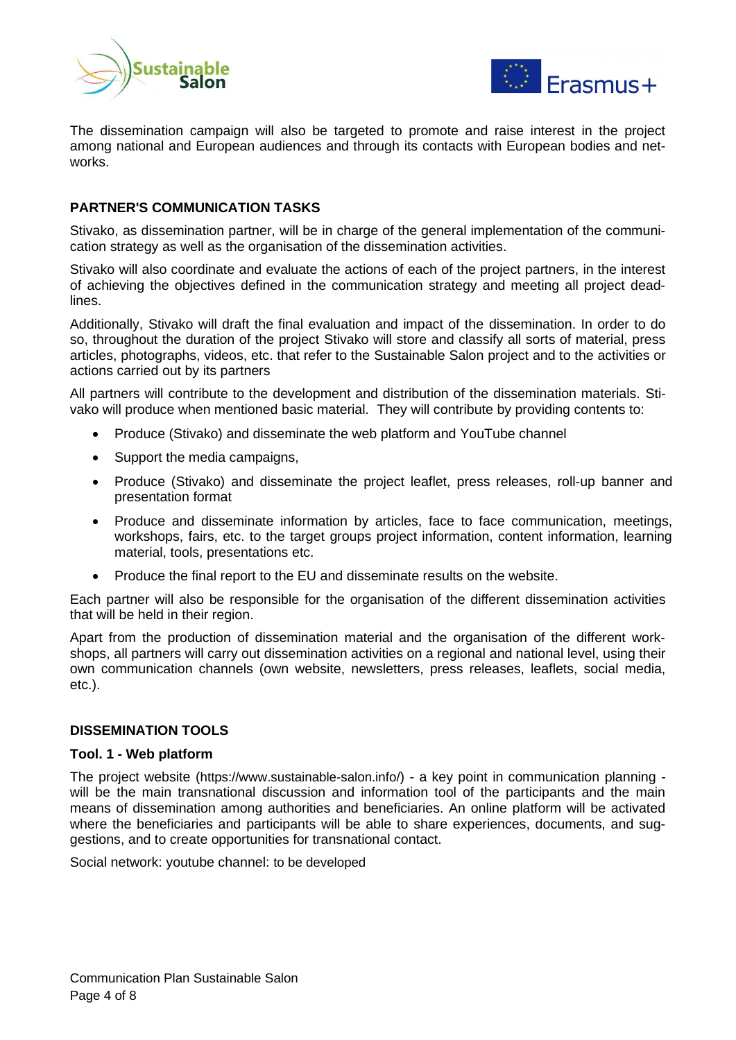The dissemination campaign will also be targeted to promote and raise interest in the project among national and European audiences and through its contacts with European bodies and networks.

## PARTNER'S COMMUNICATION TASKS

Stivako, as dissemination partner, will be in charge of the general implementation of the communication strategy as well as the organisation of the dissemination activities.

Stivako will also coordinate and evaluate the actions of each of the project partners, in the interest of achieving the objectives defined in the communication strategy and meeting all project deadlines.

Additionally, Stivako will draft the final evaluation and impact of the dissemination. In order to do so, throughout the duration of the project Stivako will store and classify all sorts of material, press articles, photographs, videos, etc. that refer to the Sustainable Salon project and to the activities or actions carried out by its partners

All partners will contribute to the development and distribution of the dissemination materials. Stivako will produce when mentioned basic material. They will contribute by providing contents to:

- Produce (Stivako) and disseminate the web platform and YouTube channel
- Support the media campaigns,
- Produce (Stivako) and disseminate the project leaflet, press releases, roll-up banner and presentation format
- Produce and disseminate information by articles, face to face communication, meetings, workshops, fairs, etc. to the target groups project information, content information, learning material, tools, presentations etc.
- Produce the final report to the EU and disseminate results on the website.

Each partner will also be responsible for the organisation of the different dissemination activities that will be held in their region.

Apart from the production of dissemination material and the organisation of the different workshops, all partners will carry out dissemination activities on a regional and national level, using their own communication channels (own website, newsletters, press releases, leaflets, social media, etc.).

## DISSEMINATION TOOLS

### Tool. 1 - Web platform

The project website (https://www.sustainable-salon.info/) - a key point in communication planning - will be the main transnational discussion and information tool of the participants and the main means of dissemination among authorities and beneficiaries. An online platform will be activated where the beneficiaries and participants will be able to share experiences, documents, and suggestions, and to create opportunities for transnational contact.

Social network: youtube channel: to be developed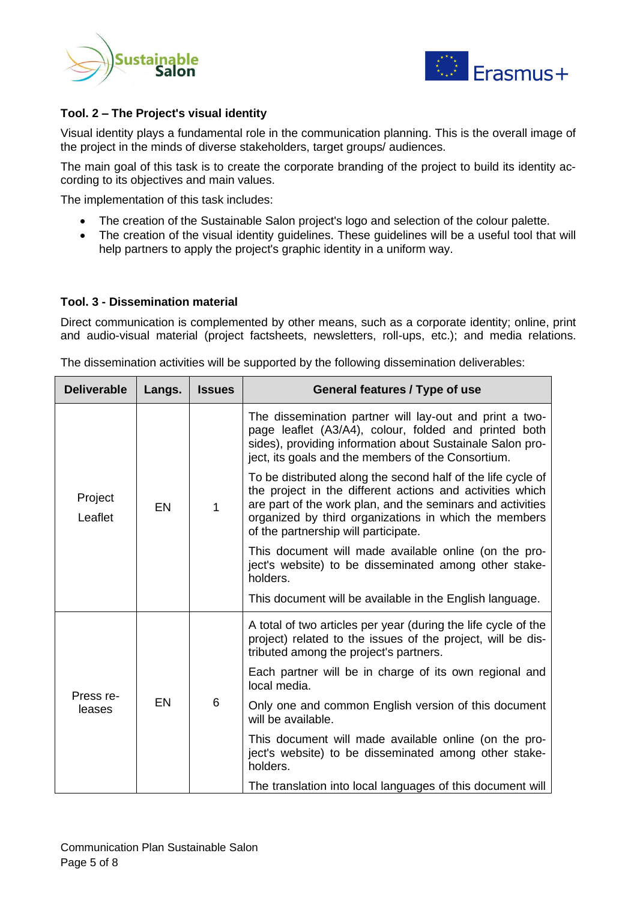**Tool. 2 – The Project's visual identity**

Visual identity plays a fundamental role in the communication planning. This is the overall image of the project in the minds of diverse stakeholders, target groups/ audiences.

The main goal of this task is to create the corporate branding of the project to build its identity according to its objectives and main values.

The implementation of this task includes:

- The creation of the Sustainable Salon project's logo and selection of the colour palette.
- The creation of the visual identity guidelines. These guidelines will be a useful tool that will help partners to apply the project's graphic identity in a uniform way.

**Tool. 3 - Dissemination material**

Direct communication is complemented by other means, such as a corporate identity; online, print and audio-visual material (project factsheets, newsletters, roll-ups, etc.); and media relations.

The dissemination activities will be supported by the following dissemination deliverables:

| Deliverable | Langs. | Issues | General features / Type of use |
|---|---|---|---|
| Project Leaflet | EN | 1 | The dissemination partner will lay-out and print a two-page leaflet (A3/A4), colour, folded and printed both sides), providing information about Sustainale Salon project, its goals and the members of the Consortium.<br><br>To be distributed along the second half of the life cycle of the project in the different actions and activities which are part of the work plan, and the seminars and activities organized by third organizations in which the members of the partnership will participate.<br><br>This document will made available online (on the project's website) to be disseminated among other stakeholders.<br><br>This document will be available in the English language. |
| Press releases | EN | 6 | A total of two articles per year (during the life cycle of the project) related to the issues of the project, will be distributed among the project's partners.<br><br>Each partner will be in charge of its own regional and local media.<br><br>Only one and common English version of this document will be available.<br><br>This document will made available online (on the project's website) to be disseminated among other stakeholders.<br><br>The translation into local languages of this document will |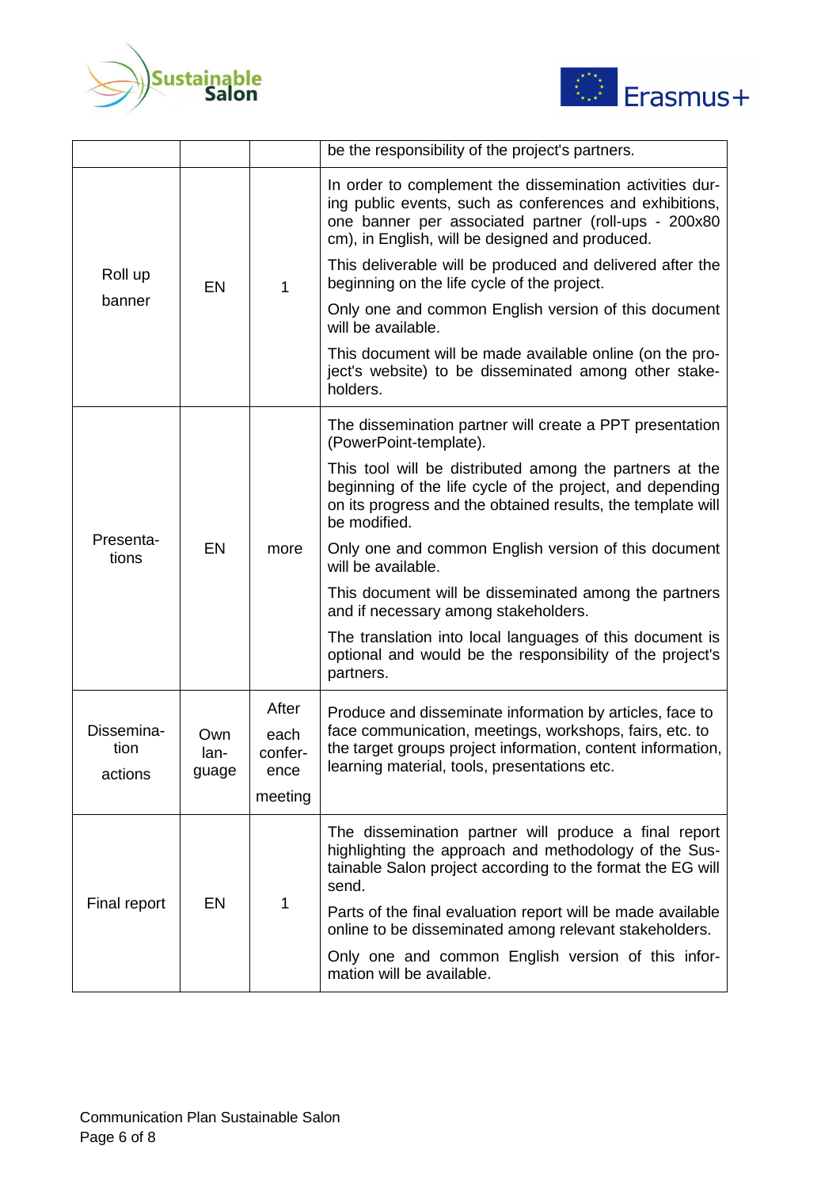| | | | |
|---|---|---|---|
| | | | be the responsibility of the project's partners. |
| Roll up banner | EN | 1 | In order to complement the dissemination activities during public events, such as conferences and exhibitions, one banner per associated partner (roll-ups - 200x80 cm), in English, will be designed and produced.<br>This deliverable will be produced and delivered after the beginning on the life cycle of the project.<br>Only one and common English version of this document will be available.<br>This document will be made available online (on the project's website) to be disseminated among other stakeholders. |
| Presentations | EN | more | The dissemination partner will create a PPT presentation (PowerPoint-template).<br>This tool will be distributed among the partners at the beginning of the life cycle of the project, and depending on its progress and the obtained results, the template will be modified.<br>Only one and common English version of this document will be available.<br>This document will be disseminated among the partners and if necessary among stakeholders.<br>The translation into local languages of this document is optional and would be the responsibility of the project's partners. |
| Dissemination actions | Own language | After each conference meeting | Produce and disseminate information by articles, face to face communication, meetings, workshops, fairs, etc. to the target groups project information, content information, learning material, tools, presentations etc. |
| Final report | EN | 1 | The dissemination partner will produce a final report highlighting the approach and methodology of the Sustainable Salon project according to the format the EG will send.<br>Parts of the final evaluation report will be made available online to be disseminated among relevant stakeholders.<br>Only one and common English version of this information will be available. |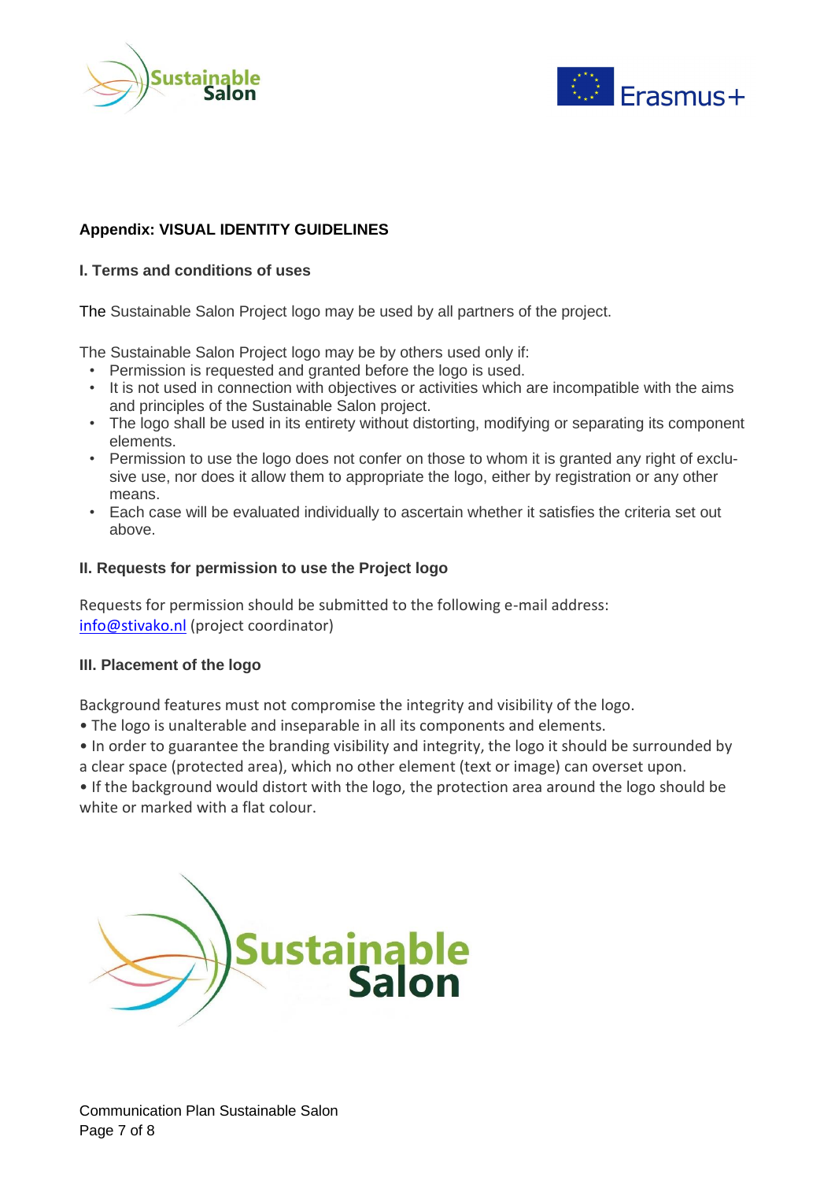## Appendix: VISUAL IDENTITY GUIDELINES

### I. Terms and conditions of uses

The Sustainable Salon Project logo may be used by all partners of the project.

The Sustainable Salon Project logo may be by others used only if:

- Permission is requested and granted before the logo is used.
- It is not used in connection with objectives or activities which are incompatible with the aims and principles of the Sustainable Salon project.
- The logo shall be used in its entirety without distorting, modifying or separating its component elements.
- Permission to use the logo does not confer on those to whom it is granted any right of exclusive use, nor does it allow them to appropriate the logo, either by registration or any other means.
- Each case will be evaluated individually to ascertain whether it satisfies the criteria set out above.

### II. Requests for permission to use the Project logo

Requests for permission should be submitted to the following e-mail address:
info@stivako.nl (project coordinator)

### III. Placement of the logo

Background features must not compromise the integrity and visibility of the logo.

- The logo is unalterable and inseparable in all its components and elements.
- In order to guarantee the branding visibility and integrity, the logo it should be surrounded by a clear space (protected area), which no other element (text or image) can overset upon.
- If the background would distort with the logo, the protection area around the logo should be white or marked with a flat colour.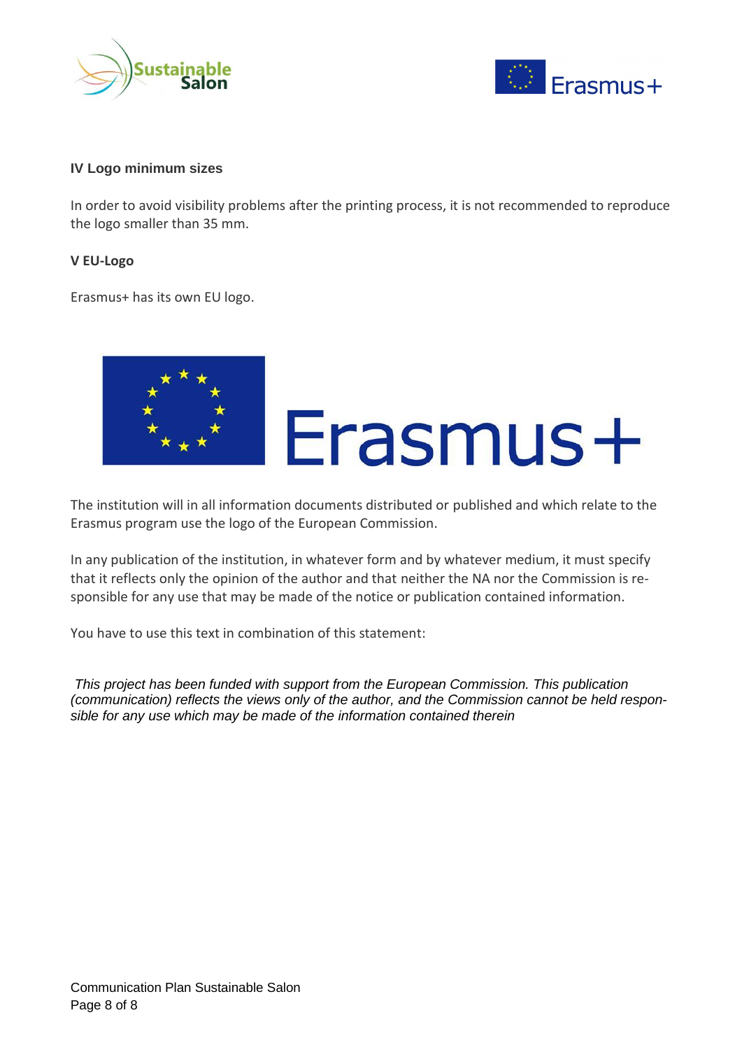### IV Logo minimum sizes

In order to avoid visibility problems after the printing process, it is not recommended to reproduce the logo smaller than 35 mm.

### V EU-Logo

Erasmus+ has its own EU logo.

The institution will in all information documents distributed or published and which relate to the Erasmus program use the logo of the European Commission.

In any publication of the institution, in whatever form and by whatever medium, it must specify that it reflects only the opinion of the author and that neither the NA nor the Commission is responsible for any use that may be made of the notice or publication contained information.

You have to use this text in combination of this statement:

*This project has been funded with support from the European Commission. This publication (communication) reflects the views only of the author, and the Commission cannot be held responsible for any use which may be made of the information contained therein*